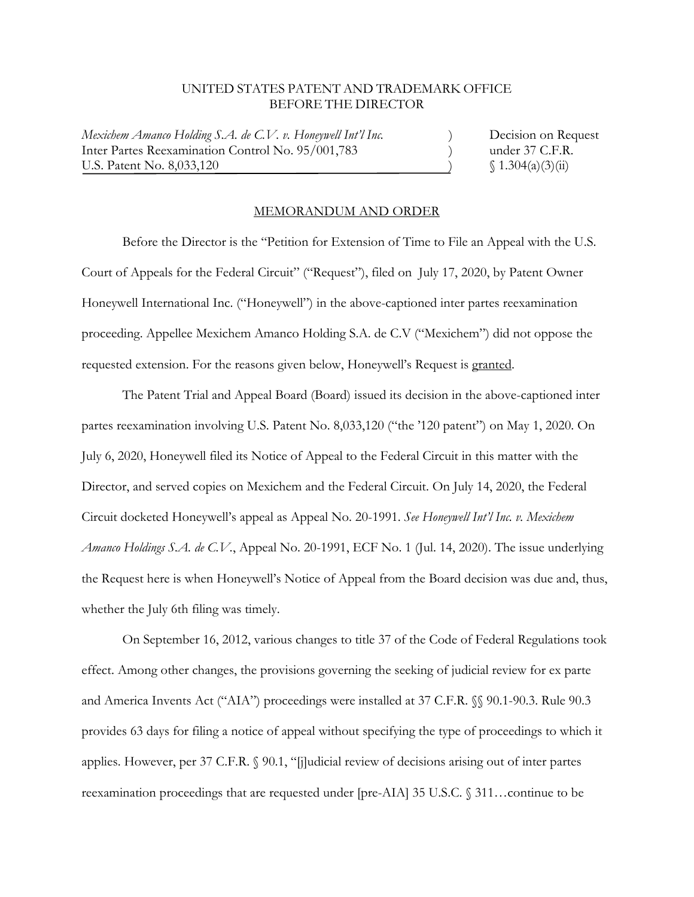UNITED STATES PATENT AND TRADEMARK OFFICE
BEFORE THE DIRECTOR

*Mexichem Amanco Holding S.A. de C.V. v. Honeywell Int'l Inc.* ) Decision on Request
Inter Partes Reexamination Control No. 95/001,783 ) under 37 C.F.R.
U.S. Patent No. 8,033,120 ) § 1.304(a)(3)(ii)

MEMORANDUM AND ORDER

Before the Director is the "Petition for Extension of Time to File an Appeal with the U.S. Court of Appeals for the Federal Circuit" ("Request"), filed on July 17, 2020, by Patent Owner Honeywell International Inc. ("Honeywell") in the above-captioned inter partes reexamination proceeding. Appellee Mexichem Amanco Holding S.A. de C.V ("Mexichem") did not oppose the requested extension. For the reasons given below, Honeywell's Request is granted.

The Patent Trial and Appeal Board (Board) issued its decision in the above-captioned inter partes reexamination involving U.S. Patent No. 8,033,120 ("the '120 patent") on May 1, 2020. On July 6, 2020, Honeywell filed its Notice of Appeal to the Federal Circuit in this matter with the Director, and served copies on Mexichem and the Federal Circuit. On July 14, 2020, the Federal Circuit docketed Honeywell's appeal as Appeal No. 20-1991. *See Honeywell Int'l Inc. v. Mexichem Amanco Holdings S.A. de C.V.*, Appeal No. 20-1991, ECF No. 1 (Jul. 14, 2020). The issue underlying the Request here is when Honeywell's Notice of Appeal from the Board decision was due and, thus, whether the July 6th filing was timely.

On September 16, 2012, various changes to title 37 of the Code of Federal Regulations took effect. Among other changes, the provisions governing the seeking of judicial review for ex parte and America Invents Act ("AIA") proceedings were installed at 37 C.F.R. §§ 90.1-90.3. Rule 90.3 provides 63 days for filing a notice of appeal without specifying the type of proceedings to which it applies. However, per 37 C.F.R. § 90.1, "[j]udicial review of decisions arising out of inter partes reexamination proceedings that are requested under [pre-AIA] 35 U.S.C. § 311…continue to be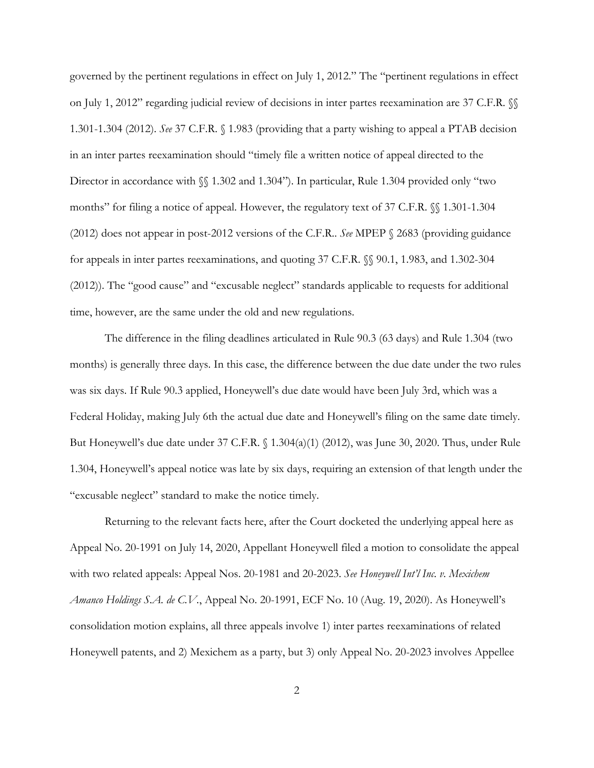governed by the pertinent regulations in effect on July 1, 2012." The "pertinent regulations in effect on July 1, 2012" regarding judicial review of decisions in inter partes reexamination are 37 C.F.R. §§ 1.301-1.304 (2012). *See* 37 C.F.R. § 1.983 (providing that a party wishing to appeal a PTAB decision in an inter partes reexamination should "timely file a written notice of appeal directed to the Director in accordance with §§ 1.302 and 1.304"). In particular, Rule 1.304 provided only "two months" for filing a notice of appeal. However, the regulatory text of 37 C.F.R. §§ 1.301-1.304 (2012) does not appear in post-2012 versions of the C.F.R.. *See* MPEP § 2683 (providing guidance for appeals in inter partes reexaminations, and quoting 37 C.F.R. §§ 90.1, 1.983, and 1.302-304 (2012)). The "good cause" and "excusable neglect" standards applicable to requests for additional time, however, are the same under the old and new regulations.

The difference in the filing deadlines articulated in Rule 90.3 (63 days) and Rule 1.304 (two months) is generally three days. In this case, the difference between the due date under the two rules was six days. If Rule 90.3 applied, Honeywell's due date would have been July 3rd, which was a Federal Holiday, making July 6th the actual due date and Honeywell's filing on the same date timely. But Honeywell's due date under 37 C.F.R. § 1.304(a)(1) (2012), was June 30, 2020. Thus, under Rule 1.304, Honeywell's appeal notice was late by six days, requiring an extension of that length under the "excusable neglect" standard to make the notice timely.

Returning to the relevant facts here, after the Court docketed the underlying appeal here as Appeal No. 20-1991 on July 14, 2020, Appellant Honeywell filed a motion to consolidate the appeal with two related appeals: Appeal Nos. 20-1981 and 20-2023. *See Honeywell Int'l Inc. v. Mexichem Amanco Holdings S.A. de C.V.*, Appeal No. 20-1991, ECF No. 10 (Aug. 19, 2020). As Honeywell's consolidation motion explains, all three appeals involve 1) inter partes reexaminations of related Honeywell patents, and 2) Mexichem as a party, but 3) only Appeal No. 20-2023 involves Appellee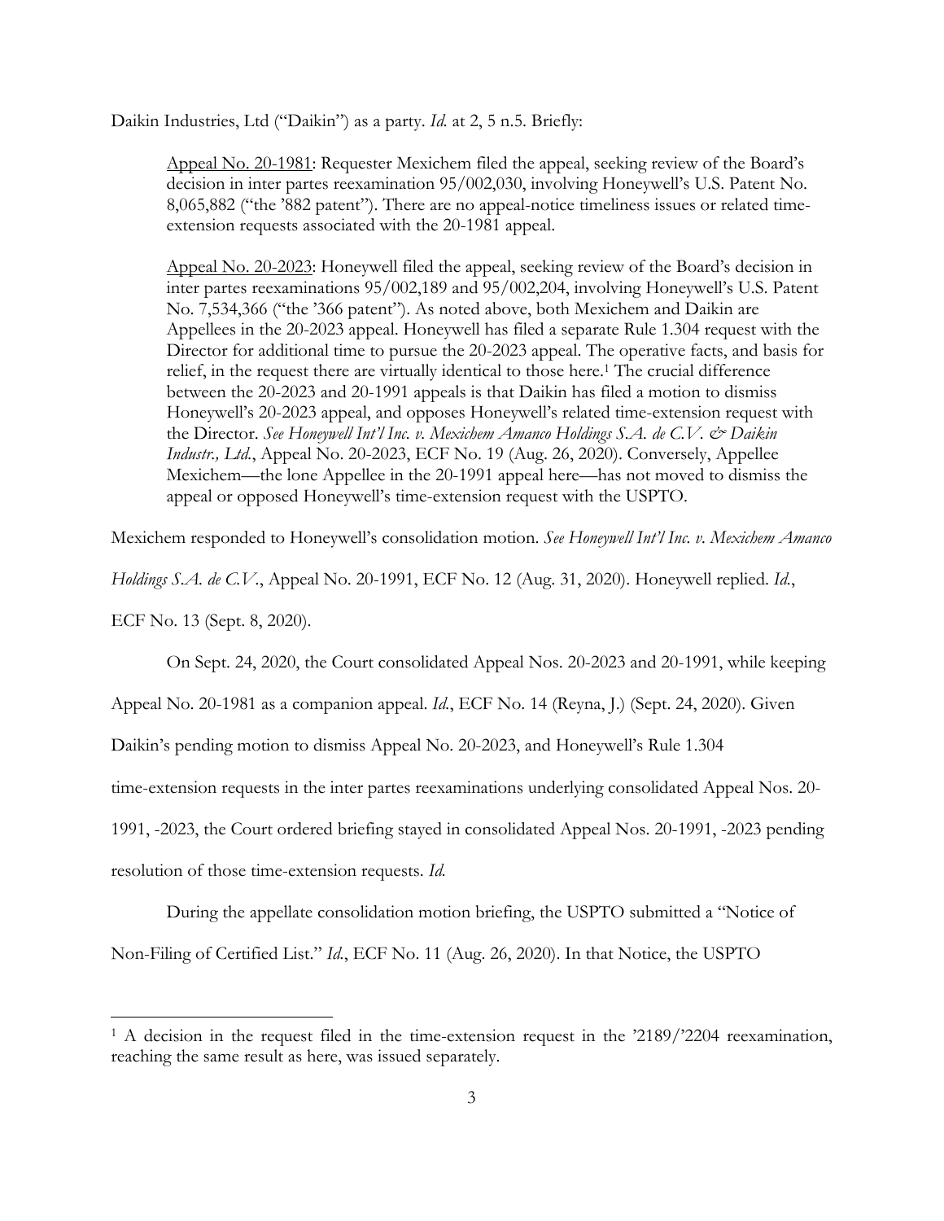Daikin Industries, Ltd ("Daikin") as a party. *Id.* at 2, 5 n.5. Briefly:

> Appeal No. 20-1981: Requester Mexichem filed the appeal, seeking review of the Board's decision in inter partes reexamination 95/002,030, involving Honeywell's U.S. Patent No. 8,065,882 ("the '882 patent"). There are no appeal-notice timeliness issues or related time-extension requests associated with the 20-1981 appeal.
>
> Appeal No. 20-2023: Honeywell filed the appeal, seeking review of the Board's decision in inter partes reexaminations 95/002,189 and 95/002,204, involving Honeywell's U.S. Patent No. 7,534,366 ("the '366 patent"). As noted above, both Mexichem and Daikin are Appellees in the 20-2023 appeal. Honeywell has filed a separate Rule 1.304 request with the Director for additional time to pursue the 20-2023 appeal. The operative facts, and basis for relief, in the request there are virtually identical to those here.[1] The crucial difference between the 20-2023 and 20-1991 appeals is that Daikin has filed a motion to dismiss Honeywell's 20-2023 appeal, and opposes Honeywell's related time-extension request with the Director. *See Honeywell Int'l Inc. v. Mexichem Amanco Holdings S.A. de C.V. & Daikin Industr., Ltd.*, Appeal No. 20-2023, ECF No. 19 (Aug. 26, 2020). Conversely, Appellee Mexichem—the lone Appellee in the 20-1991 appeal here—has not moved to dismiss the appeal or opposed Honeywell's time-extension request with the USPTO.

Mexichem responded to Honeywell's consolidation motion. *See Honeywell Int'l Inc. v. Mexichem Amanco Holdings S.A. de C.V.*, Appeal No. 20-1991, ECF No. 12 (Aug. 31, 2020). Honeywell replied. *Id.*, ECF No. 13 (Sept. 8, 2020).

On Sept. 24, 2020, the Court consolidated Appeal Nos. 20-2023 and 20-1991, while keeping Appeal No. 20-1981 as a companion appeal. *Id.*, ECF No. 14 (Reyna, J.) (Sept. 24, 2020). Given Daikin's pending motion to dismiss Appeal No. 20-2023, and Honeywell's Rule 1.304 time-extension requests in the inter partes reexaminations underlying consolidated Appeal Nos. 20-1991, -2023, the Court ordered briefing stayed in consolidated Appeal Nos. 20-1991, -2023 pending resolution of those time-extension requests. *Id.*

During the appellate consolidation motion briefing, the USPTO submitted a "Notice of Non-Filing of Certified List." *Id.*, ECF No. 11 (Aug. 26, 2020). In that Notice, the USPTO

---

[1] A decision in the request filed in the time-extension request in the '2189/'2204 reexamination, reaching the same result as here, was issued separately.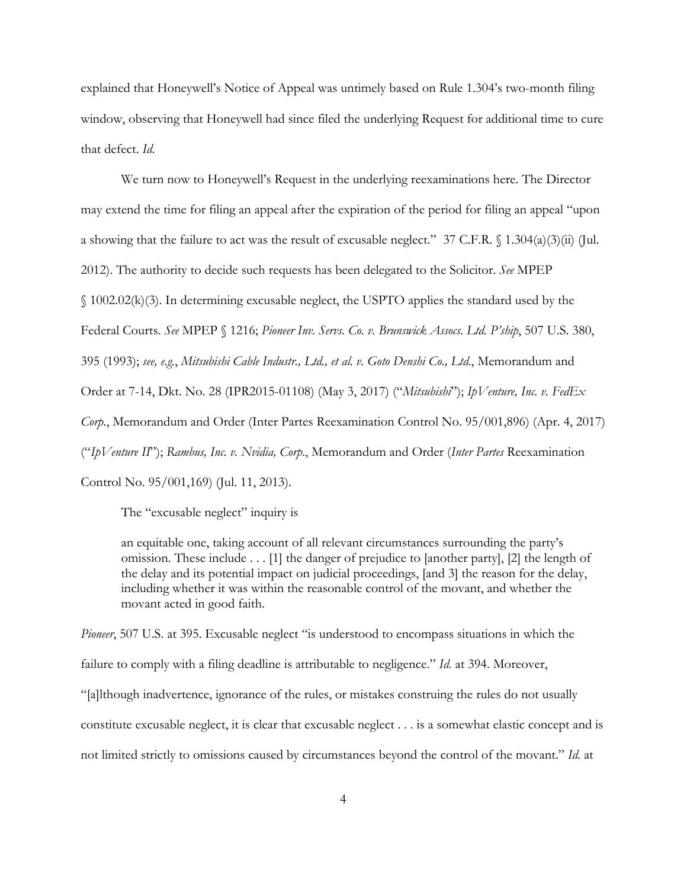explained that Honeywell's Notice of Appeal was untimely based on Rule 1.304's two-month filing window, observing that Honeywell had since filed the underlying Request for additional time to cure that defect. *Id.*

We turn now to Honeywell's Request in the underlying reexaminations here. The Director may extend the time for filing an appeal after the expiration of the period for filing an appeal "upon a showing that the failure to act was the result of excusable neglect." 37 C.F.R. § 1.304(a)(3)(ii) (Jul. 2012). The authority to decide such requests has been delegated to the Solicitor. *See* MPEP § 1002.02(k)(3). In determining excusable neglect, the USPTO applies the standard used by the Federal Courts. *See* MPEP § 1216; *Pioneer Inv. Servs. Co. v. Brunswick Assocs. Ltd. P'ship*, 507 U.S. 380, 395 (1993); *see, e.g.*, *Mitsubishi Cable Industr., Ltd., et al. v. Goto Denshi Co., Ltd.*, Memorandum and Order at 7-14, Dkt. No. 28 (IPR2015-01108) (May 3, 2017) ("*Mitsubishi*"); *IpVenture, Inc. v. FedEx Corp.*, Memorandum and Order (Inter Partes Reexamination Control No. 95/001,896) (Apr. 4, 2017) ("*IpVenture II*"); *Rambus, Inc. v. Nvidia, Corp.*, Memorandum and Order (*Inter Partes* Reexamination Control No. 95/001,169) (Jul. 11, 2013).

The "excusable neglect" inquiry is

> an equitable one, taking account of all relevant circumstances surrounding the party's omission. These include . . . [1] the danger of prejudice to [another party], [2] the length of the delay and its potential impact on judicial proceedings, [and 3] the reason for the delay, including whether it was within the reasonable control of the movant, and whether the movant acted in good faith.

*Pioneer*, 507 U.S. at 395. Excusable neglect "is understood to encompass situations in which the failure to comply with a filing deadline is attributable to negligence." *Id.* at 394. Moreover, "[a]lthough inadvertence, ignorance of the rules, or mistakes construing the rules do not usually constitute excusable neglect, it is clear that excusable neglect . . . is a somewhat elastic concept and is not limited strictly to omissions caused by circumstances beyond the control of the movant." *Id.* at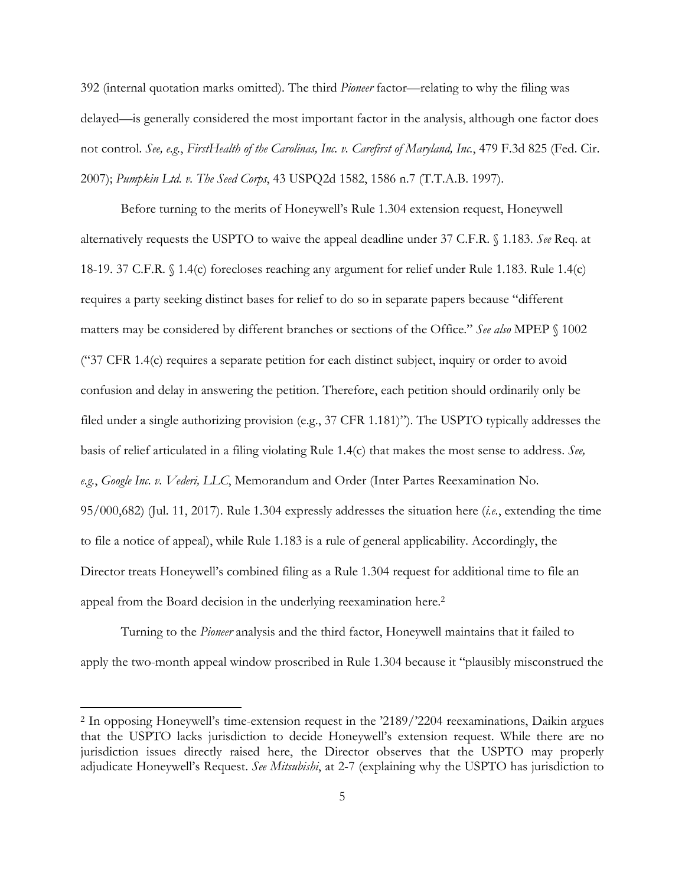392 (internal quotation marks omitted). The third *Pioneer* factor—relating to why the filing was delayed—is generally considered the most important factor in the analysis, although one factor does not control. *See, e.g.*, *FirstHealth of the Carolinas, Inc. v. Carefirst of Maryland, Inc.*, 479 F.3d 825 (Fed. Cir. 2007); *Pumpkin Ltd. v. The Seed Corps*, 43 USPQ2d 1582, 1586 n.7 (T.T.A.B. 1997).

Before turning to the merits of Honeywell's Rule 1.304 extension request, Honeywell alternatively requests the USPTO to waive the appeal deadline under 37 C.F.R. § 1.183. *See* Req. at 18-19. 37 C.F.R. § 1.4(c) forecloses reaching any argument for relief under Rule 1.183. Rule 1.4(c) requires a party seeking distinct bases for relief to do so in separate papers because "different matters may be considered by different branches or sections of the Office." *See also* MPEP § 1002 ("37 CFR 1.4(c) requires a separate petition for each distinct subject, inquiry or order to avoid confusion and delay in answering the petition. Therefore, each petition should ordinarily only be filed under a single authorizing provision (e.g., 37 CFR 1.181)"). The USPTO typically addresses the basis of relief articulated in a filing violating Rule 1.4(c) that makes the most sense to address. *See, e.g.*, *Google Inc. v. Vederi, LLC*, Memorandum and Order (Inter Partes Reexamination No. 95/000,682) (Jul. 11, 2017). Rule 1.304 expressly addresses the situation here (*i.e.*, extending the time to file a notice of appeal), while Rule 1.183 is a rule of general applicability. Accordingly, the Director treats Honeywell's combined filing as a Rule 1.304 request for additional time to file an appeal from the Board decision in the underlying reexamination here.[2]

Turning to the *Pioneer* analysis and the third factor, Honeywell maintains that it failed to apply the two-month appeal window proscribed in Rule 1.304 because it "plausibly misconstrued the

---

[2] In opposing Honeywell's time-extension request in the '2189/'2204 reexaminations, Daikin argues that the USPTO lacks jurisdiction to decide Honeywell's extension request. While there are no jurisdiction issues directly raised here, the Director observes that the USPTO may properly adjudicate Honeywell's Request. *See Mitsubishi*, at 2-7 (explaining why the USPTO has jurisdiction to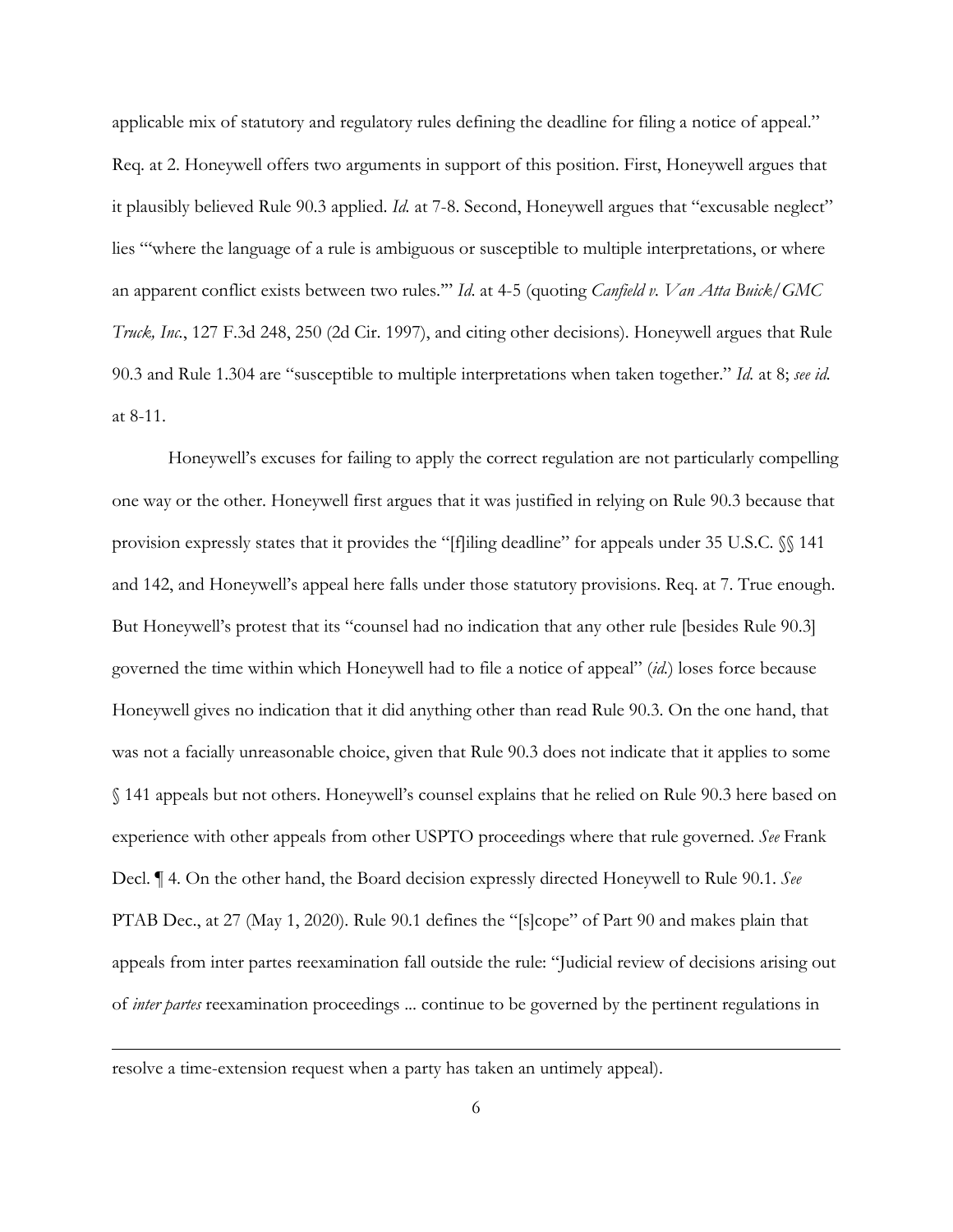applicable mix of statutory and regulatory rules defining the deadline for filing a notice of appeal." Req. at 2. Honeywell offers two arguments in support of this position. First, Honeywell argues that it plausibly believed Rule 90.3 applied. *Id.* at 7-8. Second, Honeywell argues that "excusable neglect" lies "'where the language of a rule is ambiguous or susceptible to multiple interpretations, or where an apparent conflict exists between two rules.'" *Id.* at 4-5 (quoting *Canfield v. Van Atta Buick/GMC Truck, Inc.*, 127 F.3d 248, 250 (2d Cir. 1997), and citing other decisions). Honeywell argues that Rule 90.3 and Rule 1.304 are "susceptible to multiple interpretations when taken together." *Id.* at 8; *see id.* at 8-11.

Honeywell's excuses for failing to apply the correct regulation are not particularly compelling one way or the other. Honeywell first argues that it was justified in relying on Rule 90.3 because that provision expressly states that it provides the "[f]iling deadline" for appeals under 35 U.S.C. §§ 141 and 142, and Honeywell's appeal here falls under those statutory provisions. Req. at 7. True enough. But Honeywell's protest that its "counsel had no indication that any other rule [besides Rule 90.3] governed the time within which Honeywell had to file a notice of appeal" (*id.*) loses force because Honeywell gives no indication that it did anything other than read Rule 90.3. On the one hand, that was not a facially unreasonable choice, given that Rule 90.3 does not indicate that it applies to some § 141 appeals but not others. Honeywell's counsel explains that he relied on Rule 90.3 here based on experience with other appeals from other USPTO proceedings where that rule governed. *See* Frank Decl. ¶ 4. On the other hand, the Board decision expressly directed Honeywell to Rule 90.1. *See* PTAB Dec., at 27 (May 1, 2020). Rule 90.1 defines the "[s]cope" of Part 90 and makes plain that appeals from inter partes reexamination fall outside the rule: "Judicial review of decisions arising out of *inter partes* reexamination proceedings ... continue to be governed by the pertinent regulations in

---

resolve a time-extension request when a party has taken an untimely appeal).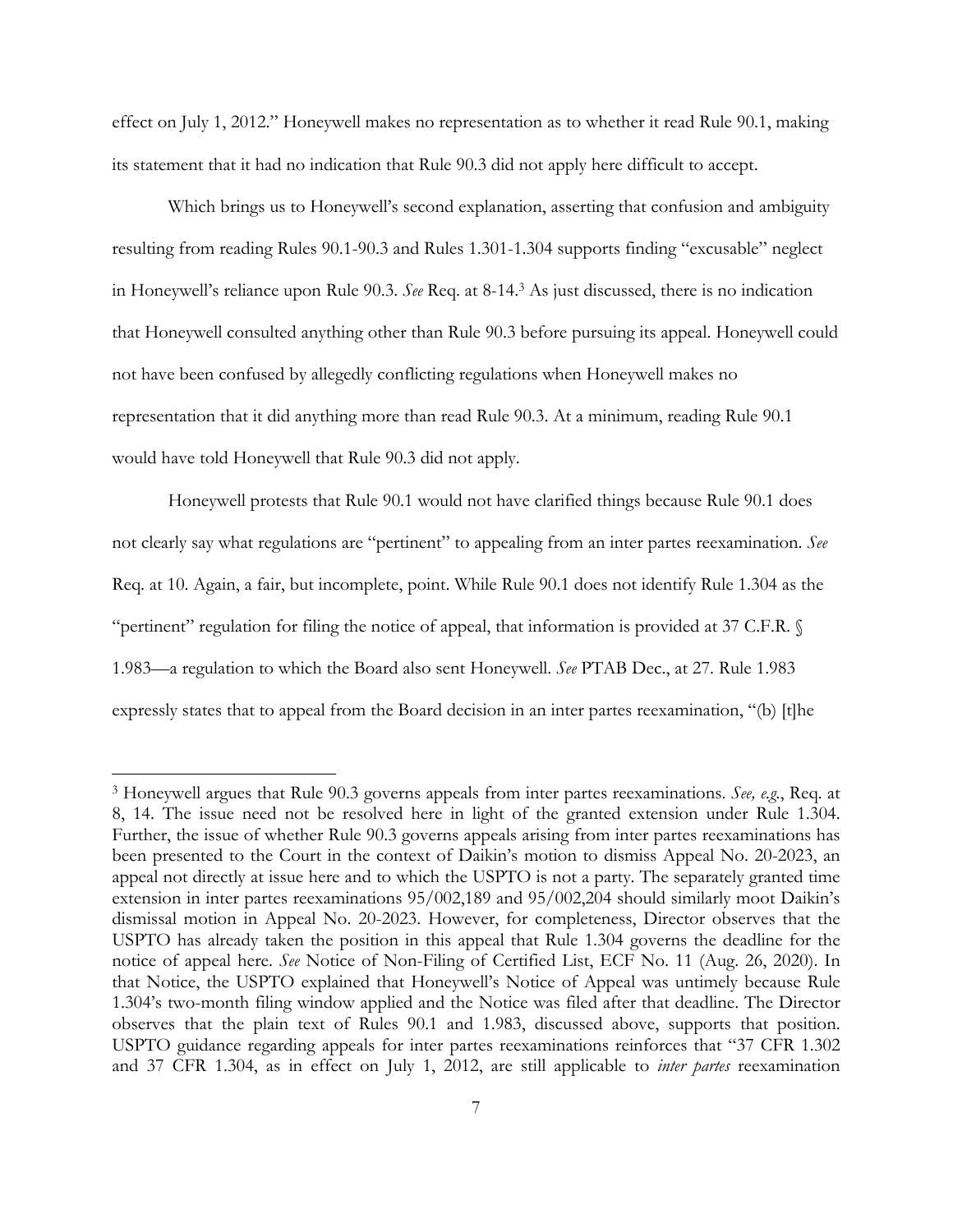effect on July 1, 2012." Honeywell makes no representation as to whether it read Rule 90.1, making its statement that it had no indication that Rule 90.3 did not apply here difficult to accept.

Which brings us to Honeywell's second explanation, asserting that confusion and ambiguity resulting from reading Rules 90.1-90.3 and Rules 1.301-1.304 supports finding "excusable" neglect in Honeywell's reliance upon Rule 90.3. *See* Req. at 8-14.[3] As just discussed, there is no indication that Honeywell consulted anything other than Rule 90.3 before pursuing its appeal. Honeywell could not have been confused by allegedly conflicting regulations when Honeywell makes no representation that it did anything more than read Rule 90.3. At a minimum, reading Rule 90.1 would have told Honeywell that Rule 90.3 did not apply.

Honeywell protests that Rule 90.1 would not have clarified things because Rule 90.1 does not clearly say what regulations are "pertinent" to appealing from an inter partes reexamination. *See* Req. at 10. Again, a fair, but incomplete, point. While Rule 90.1 does not identify Rule 1.304 as the "pertinent" regulation for filing the notice of appeal, that information is provided at 37 C.F.R. § 1.983—a regulation to which the Board also sent Honeywell. *See* PTAB Dec., at 27. Rule 1.983 expressly states that to appeal from the Board decision in an inter partes reexamination, "(b) [t]he

---

[3] Honeywell argues that Rule 90.3 governs appeals from inter partes reexaminations. *See, e.g.*, Req. at 8, 14. The issue need not be resolved here in light of the granted extension under Rule 1.304. Further, the issue of whether Rule 90.3 governs appeals arising from inter partes reexaminations has been presented to the Court in the context of Daikin's motion to dismiss Appeal No. 20-2023, an appeal not directly at issue here and to which the USPTO is not a party. The separately granted time extension in inter partes reexaminations 95/002,189 and 95/002,204 should similarly moot Daikin's dismissal motion in Appeal No. 20-2023. However, for completeness, Director observes that the USPTO has already taken the position in this appeal that Rule 1.304 governs the deadline for the notice of appeal here. *See* Notice of Non-Filing of Certified List, ECF No. 11 (Aug. 26, 2020). In that Notice, the USPTO explained that Honeywell's Notice of Appeal was untimely because Rule 1.304's two-month filing window applied and the Notice was filed after that deadline. The Director observes that the plain text of Rules 90.1 and 1.983, discussed above, supports that position. USPTO guidance regarding appeals for inter partes reexaminations reinforces that "37 CFR 1.302 and 37 CFR 1.304, as in effect on July 1, 2012, are still applicable to *inter partes* reexamination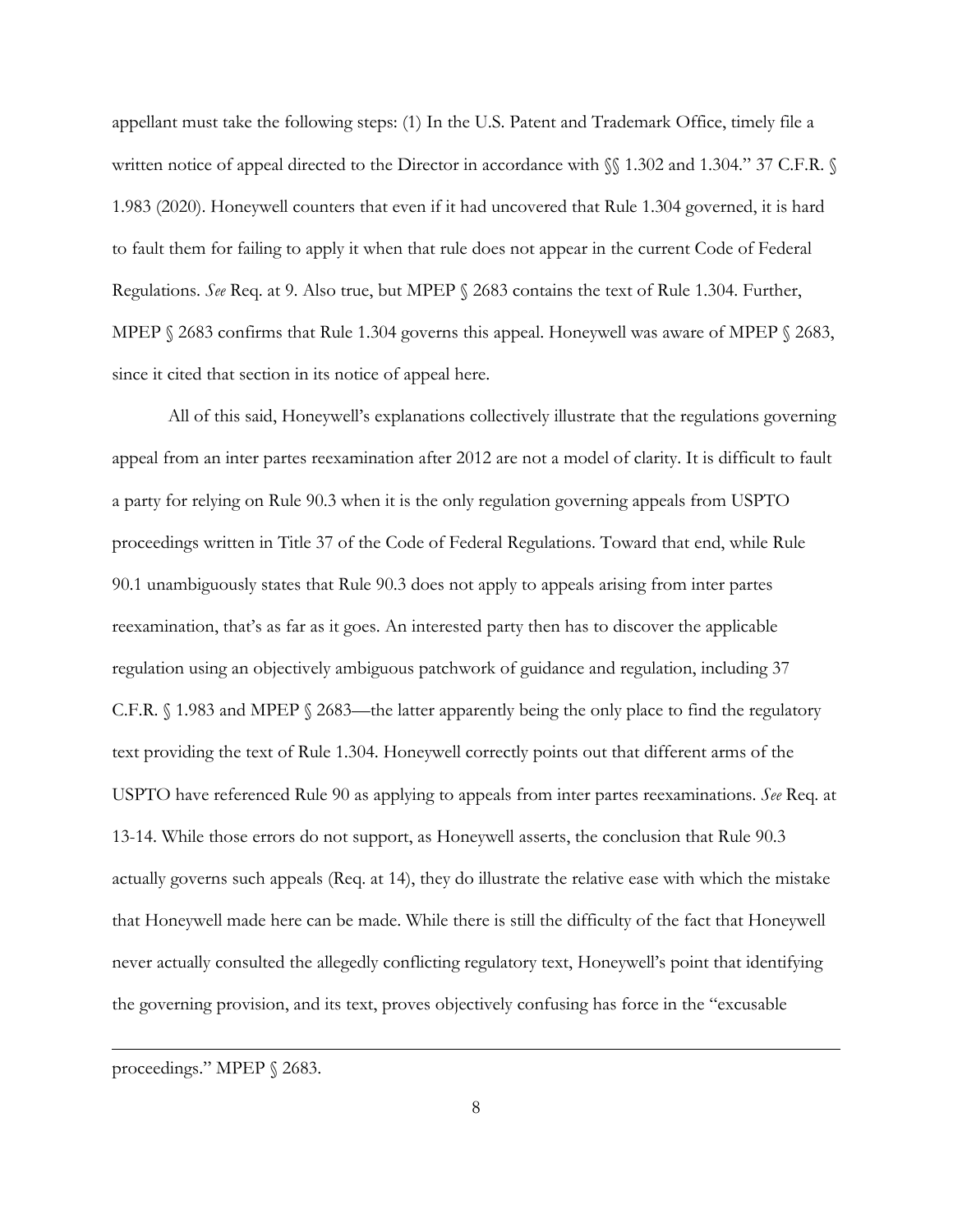appellant must take the following steps: (1) In the U.S. Patent and Trademark Office, timely file a written notice of appeal directed to the Director in accordance with §§ 1.302 and 1.304." 37 C.F.R. § 1.983 (2020). Honeywell counters that even if it had uncovered that Rule 1.304 governed, it is hard to fault them for failing to apply it when that rule does not appear in the current Code of Federal Regulations. *See* Req. at 9. Also true, but MPEP § 2683 contains the text of Rule 1.304. Further, MPEP § 2683 confirms that Rule 1.304 governs this appeal. Honeywell was aware of MPEP § 2683, since it cited that section in its notice of appeal here.

All of this said, Honeywell's explanations collectively illustrate that the regulations governing appeal from an inter partes reexamination after 2012 are not a model of clarity. It is difficult to fault a party for relying on Rule 90.3 when it is the only regulation governing appeals from USPTO proceedings written in Title 37 of the Code of Federal Regulations. Toward that end, while Rule 90.1 unambiguously states that Rule 90.3 does not apply to appeals arising from inter partes reexamination, that's as far as it goes. An interested party then has to discover the applicable regulation using an objectively ambiguous patchwork of guidance and regulation, including 37 C.F.R. § 1.983 and MPEP § 2683—the latter apparently being the only place to find the regulatory text providing the text of Rule 1.304. Honeywell correctly points out that different arms of the USPTO have referenced Rule 90 as applying to appeals from inter partes reexaminations. *See* Req. at 13-14. While those errors do not support, as Honeywell asserts, the conclusion that Rule 90.3 actually governs such appeals (Req. at 14), they do illustrate the relative ease with which the mistake that Honeywell made here can be made. While there is still the difficulty of the fact that Honeywell never actually consulted the allegedly conflicting regulatory text, Honeywell's point that identifying the governing provision, and its text, proves objectively confusing has force in the "excusable

---

proceedings." MPEP § 2683.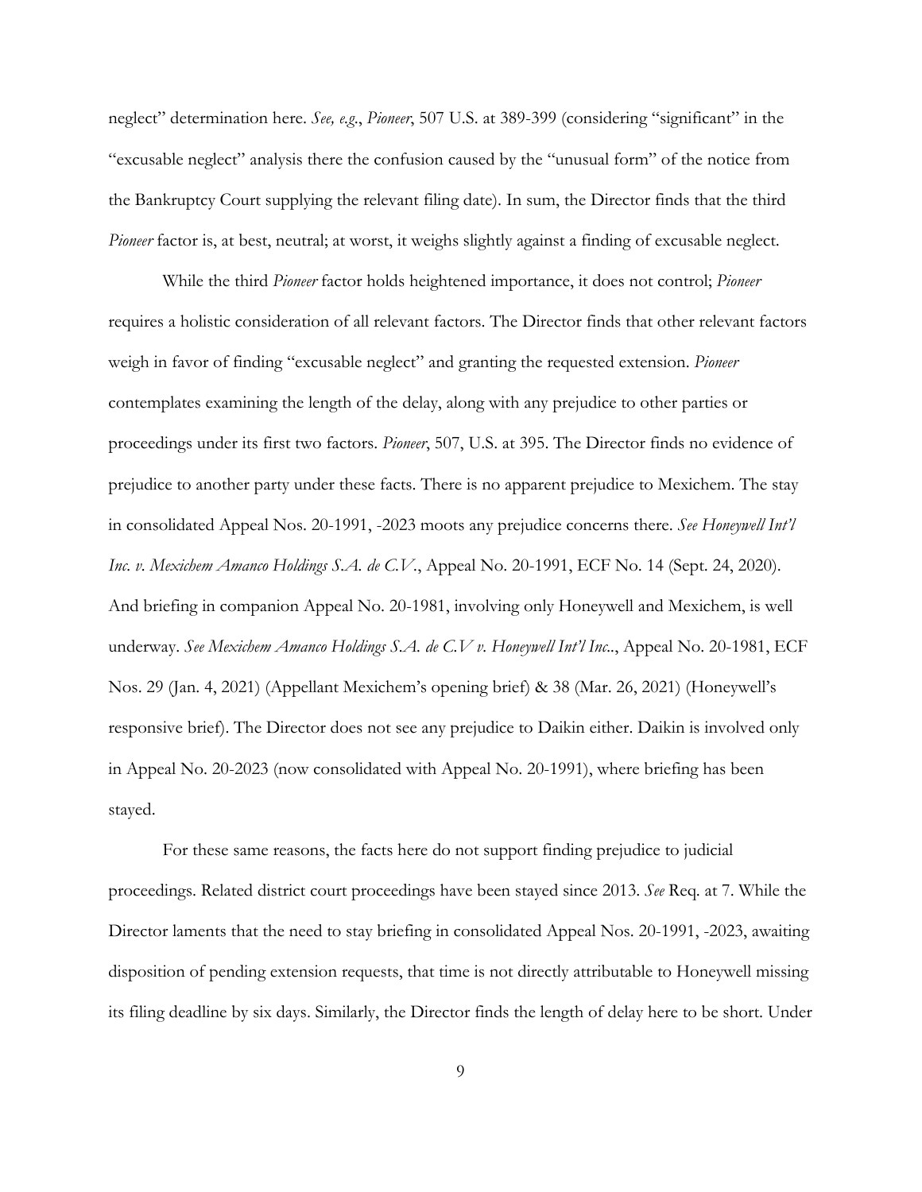neglect" determination here. *See, e.g.*, *Pioneer*, 507 U.S. at 389-399 (considering "significant" in the "excusable neglect" analysis there the confusion caused by the "unusual form" of the notice from the Bankruptcy Court supplying the relevant filing date). In sum, the Director finds that the third *Pioneer* factor is, at best, neutral; at worst, it weighs slightly against a finding of excusable neglect.

While the third *Pioneer* factor holds heightened importance, it does not control; *Pioneer* requires a holistic consideration of all relevant factors. The Director finds that other relevant factors weigh in favor of finding "excusable neglect" and granting the requested extension. *Pioneer* contemplates examining the length of the delay, along with any prejudice to other parties or proceedings under its first two factors. *Pioneer*, 507, U.S. at 395. The Director finds no evidence of prejudice to another party under these facts. There is no apparent prejudice to Mexichem. The stay in consolidated Appeal Nos. 20-1991, -2023 moots any prejudice concerns there. *See Honeywell Int'l Inc. v. Mexichem Amanco Holdings S.A. de C.V.*, Appeal No. 20-1991, ECF No. 14 (Sept. 24, 2020). And briefing in companion Appeal No. 20-1981, involving only Honeywell and Mexichem, is well underway. *See Mexichem Amanco Holdings S.A. de C.V v. Honeywell Int'l Inc.*., Appeal No. 20-1981, ECF Nos. 29 (Jan. 4, 2021) (Appellant Mexichem's opening brief) & 38 (Mar. 26, 2021) (Honeywell's responsive brief). The Director does not see any prejudice to Daikin either. Daikin is involved only in Appeal No. 20-2023 (now consolidated with Appeal No. 20-1991), where briefing has been stayed.

For these same reasons, the facts here do not support finding prejudice to judicial proceedings. Related district court proceedings have been stayed since 2013. *See* Req. at 7. While the Director laments that the need to stay briefing in consolidated Appeal Nos. 20-1991, -2023, awaiting disposition of pending extension requests, that time is not directly attributable to Honeywell missing its filing deadline by six days. Similarly, the Director finds the length of delay here to be short. Under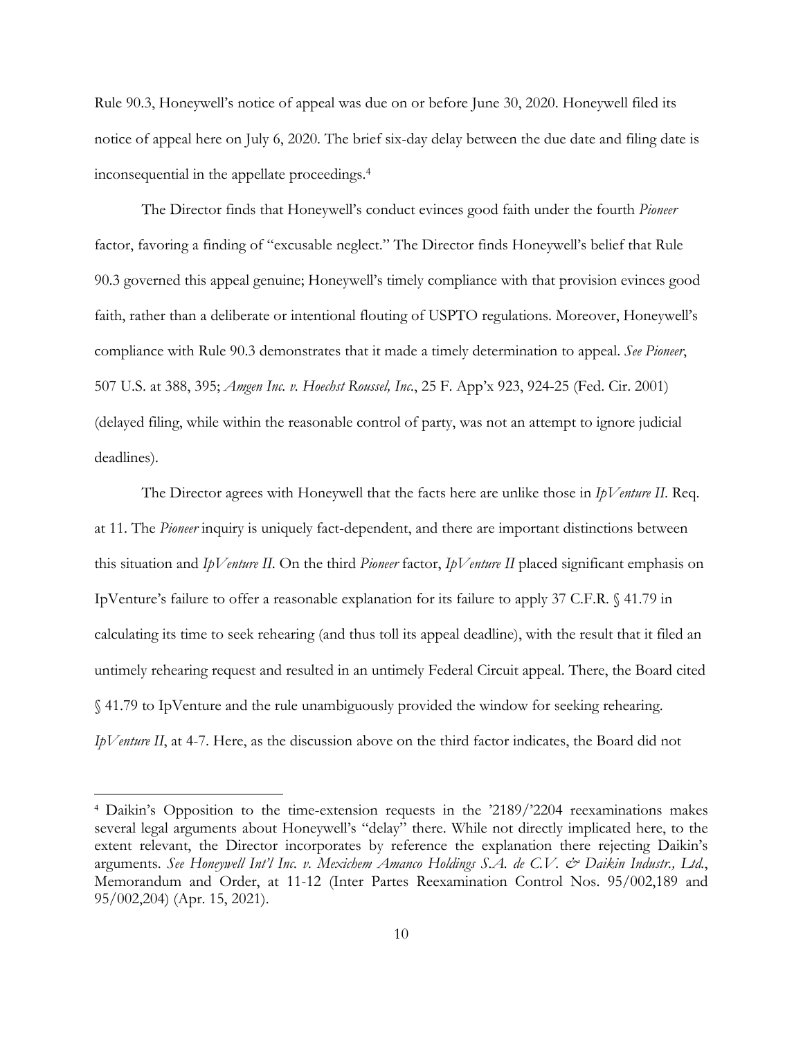Rule 90.3, Honeywell's notice of appeal was due on or before June 30, 2020. Honeywell filed its notice of appeal here on July 6, 2020. The brief six-day delay between the due date and filing date is inconsequential in the appellate proceedings.[4]

The Director finds that Honeywell's conduct evinces good faith under the fourth *Pioneer* factor, favoring a finding of "excusable neglect." The Director finds Honeywell's belief that Rule 90.3 governed this appeal genuine; Honeywell's timely compliance with that provision evinces good faith, rather than a deliberate or intentional flouting of USPTO regulations. Moreover, Honeywell's compliance with Rule 90.3 demonstrates that it made a timely determination to appeal. *See Pioneer*, 507 U.S. at 388, 395; *Amgen Inc. v. Hoechst Roussel, Inc.*, 25 F. App'x 923, 924-25 (Fed. Cir. 2001) (delayed filing, while within the reasonable control of party, was not an attempt to ignore judicial deadlines).

The Director agrees with Honeywell that the facts here are unlike those in *IpVenture II*. Req. at 11. The *Pioneer* inquiry is uniquely fact-dependent, and there are important distinctions between this situation and *IpVenture II*. On the third *Pioneer* factor, *IpVenture II* placed significant emphasis on IpVenture's failure to offer a reasonable explanation for its failure to apply 37 C.F.R. § 41.79 in calculating its time to seek rehearing (and thus toll its appeal deadline), with the result that it filed an untimely rehearing request and resulted in an untimely Federal Circuit appeal. There, the Board cited § 41.79 to IpVenture and the rule unambiguously provided the window for seeking rehearing. *IpVenture II*, at 4-7. Here, as the discussion above on the third factor indicates, the Board did not

---

[4] Daikin's Opposition to the time-extension requests in the '2189/'2204 reexaminations makes several legal arguments about Honeywell's "delay" there. While not directly implicated here, to the extent relevant, the Director incorporates by reference the explanation there rejecting Daikin's arguments. *See Honeywell Int'l Inc. v. Mexichem Amanco Holdings S.A. de C.V. & Daikin Industr., Ltd.*, Memorandum and Order, at 11-12 (Inter Partes Reexamination Control Nos. 95/002,189 and 95/002,204) (Apr. 15, 2021).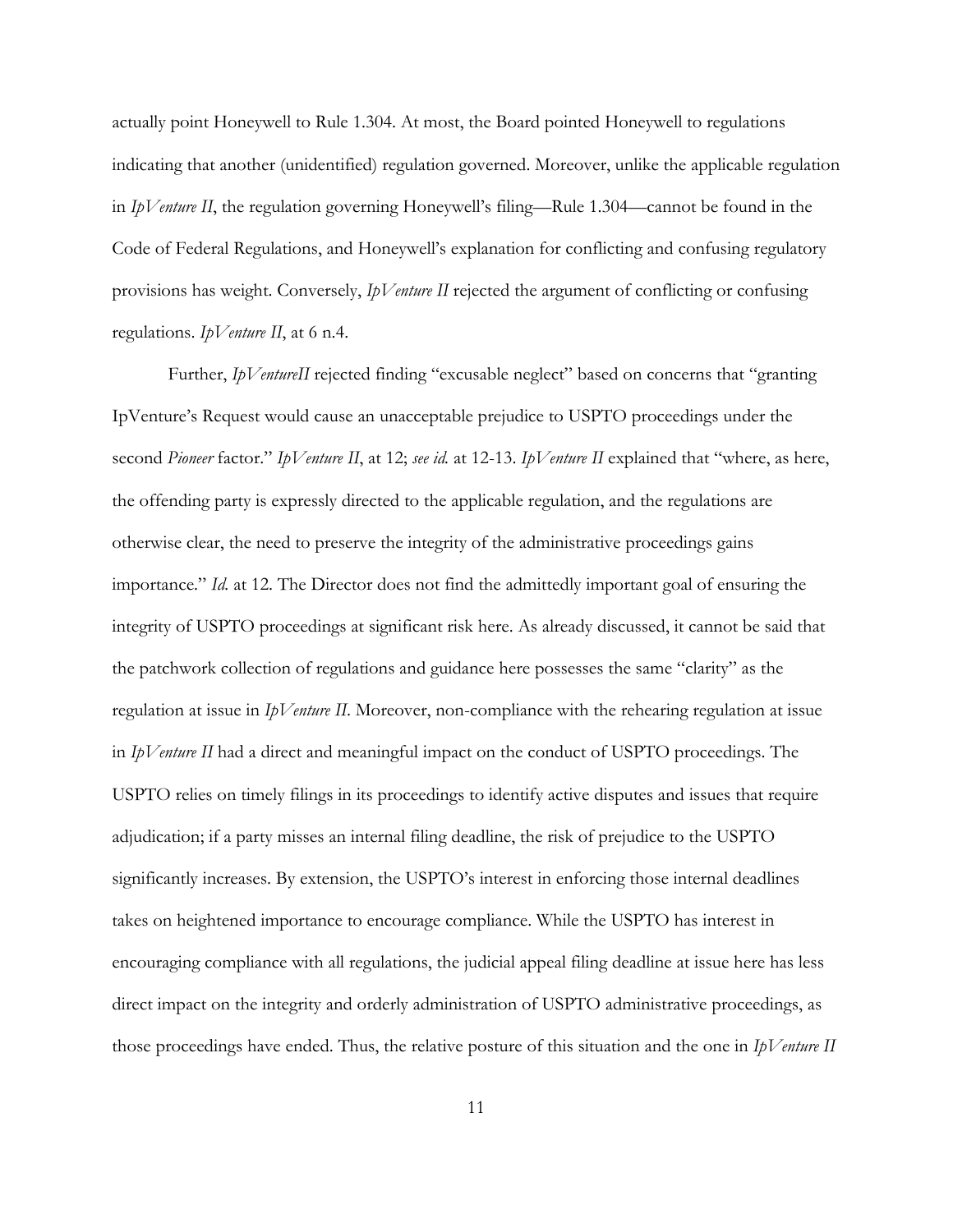actually point Honeywell to Rule 1.304. At most, the Board pointed Honeywell to regulations indicating that another (unidentified) regulation governed. Moreover, unlike the applicable regulation in *IpVenture II*, the regulation governing Honeywell's filing—Rule 1.304—cannot be found in the Code of Federal Regulations, and Honeywell's explanation for conflicting and confusing regulatory provisions has weight. Conversely, *IpVenture II* rejected the argument of conflicting or confusing regulations. *IpVenture II*, at 6 n.4.

Further, *IpVentureII* rejected finding "excusable neglect" based on concerns that "granting IpVenture's Request would cause an unacceptable prejudice to USPTO proceedings under the second *Pioneer* factor." *IpVenture II*, at 12; *see id.* at 12-13. *IpVenture II* explained that "where, as here, the offending party is expressly directed to the applicable regulation, and the regulations are otherwise clear, the need to preserve the integrity of the administrative proceedings gains importance." *Id.* at 12. The Director does not find the admittedly important goal of ensuring the integrity of USPTO proceedings at significant risk here. As already discussed, it cannot be said that the patchwork collection of regulations and guidance here possesses the same "clarity" as the regulation at issue in *IpVenture II*. Moreover, non-compliance with the rehearing regulation at issue in *IpVenture II* had a direct and meaningful impact on the conduct of USPTO proceedings. The USPTO relies on timely filings in its proceedings to identify active disputes and issues that require adjudication; if a party misses an internal filing deadline, the risk of prejudice to the USPTO significantly increases. By extension, the USPTO's interest in enforcing those internal deadlines takes on heightened importance to encourage compliance. While the USPTO has interest in encouraging compliance with all regulations, the judicial appeal filing deadline at issue here has less direct impact on the integrity and orderly administration of USPTO administrative proceedings, as those proceedings have ended. Thus, the relative posture of this situation and the one in *IpVenture II*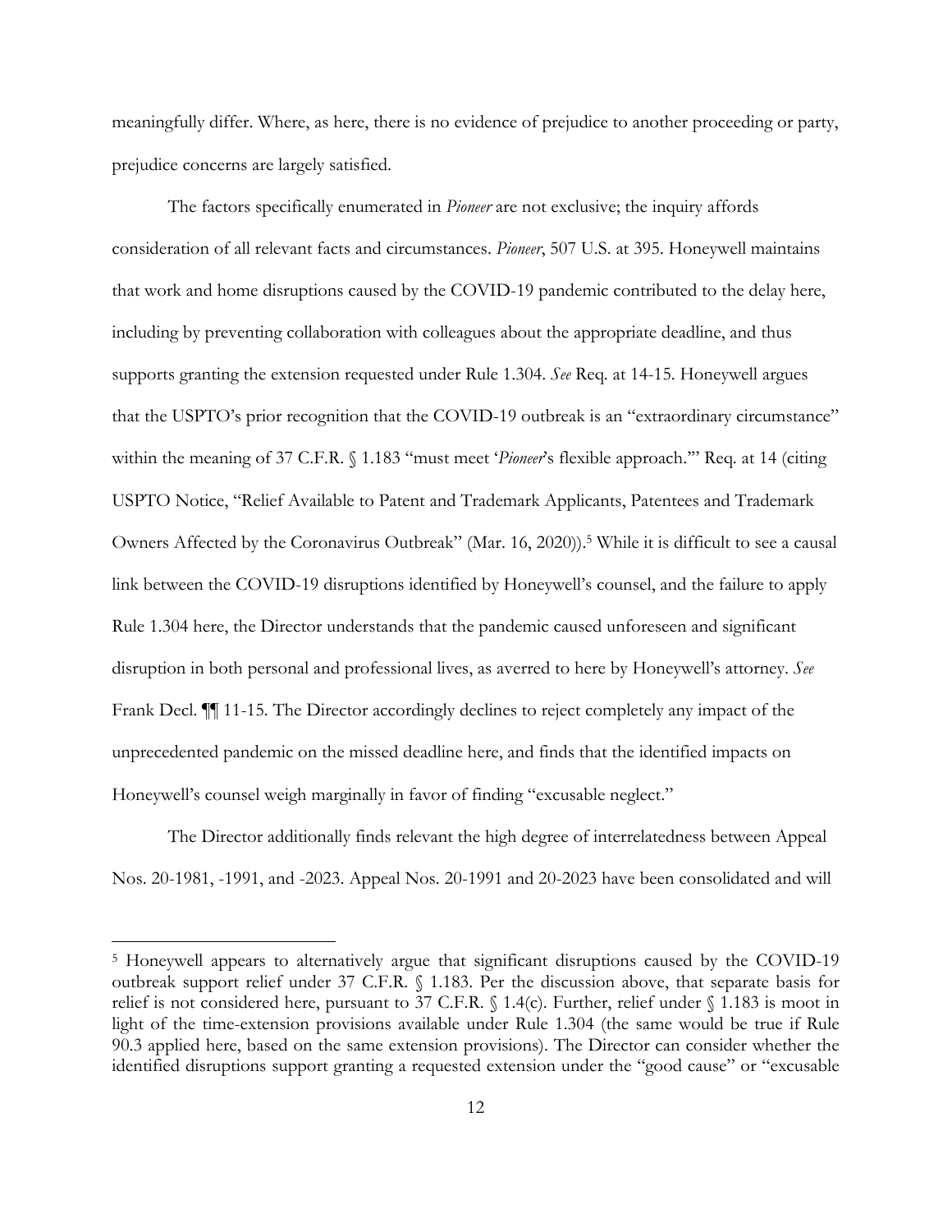meaningfully differ. Where, as here, there is no evidence of prejudice to another proceeding or party, prejudice concerns are largely satisfied.

The factors specifically enumerated in *Pioneer* are not exclusive; the inquiry affords consideration of all relevant facts and circumstances. *Pioneer*, 507 U.S. at 395. Honeywell maintains that work and home disruptions caused by the COVID-19 pandemic contributed to the delay here, including by preventing collaboration with colleagues about the appropriate deadline, and thus supports granting the extension requested under Rule 1.304. *See* Req. at 14-15. Honeywell argues that the USPTO's prior recognition that the COVID-19 outbreak is an "extraordinary circumstance" within the meaning of 37 C.F.R. § 1.183 "must meet '*Pioneer*'s flexible approach.'" Req. at 14 (citing USPTO Notice, "Relief Available to Patent and Trademark Applicants, Patentees and Trademark Owners Affected by the Coronavirus Outbreak" (Mar. 16, 2020)).[5] While it is difficult to see a causal link between the COVID-19 disruptions identified by Honeywell's counsel, and the failure to apply Rule 1.304 here, the Director understands that the pandemic caused unforeseen and significant disruption in both personal and professional lives, as averred to here by Honeywell's attorney. *See* Frank Decl. ¶¶ 11-15. The Director accordingly declines to reject completely any impact of the unprecedented pandemic on the missed deadline here, and finds that the identified impacts on Honeywell's counsel weigh marginally in favor of finding "excusable neglect."

The Director additionally finds relevant the high degree of interrelatedness between Appeal Nos. 20-1981, -1991, and -2023. Appeal Nos. 20-1991 and 20-2023 have been consolidated and will

[5] Honeywell appears to alternatively argue that significant disruptions caused by the COVID-19 outbreak support relief under 37 C.F.R. § 1.183. Per the discussion above, that separate basis for relief is not considered here, pursuant to 37 C.F.R. § 1.4(c). Further, relief under § 1.183 is moot in light of the time-extension provisions available under Rule 1.304 (the same would be true if Rule 90.3 applied here, based on the same extension provisions). The Director can consider whether the identified disruptions support granting a requested extension under the "good cause" or "excusable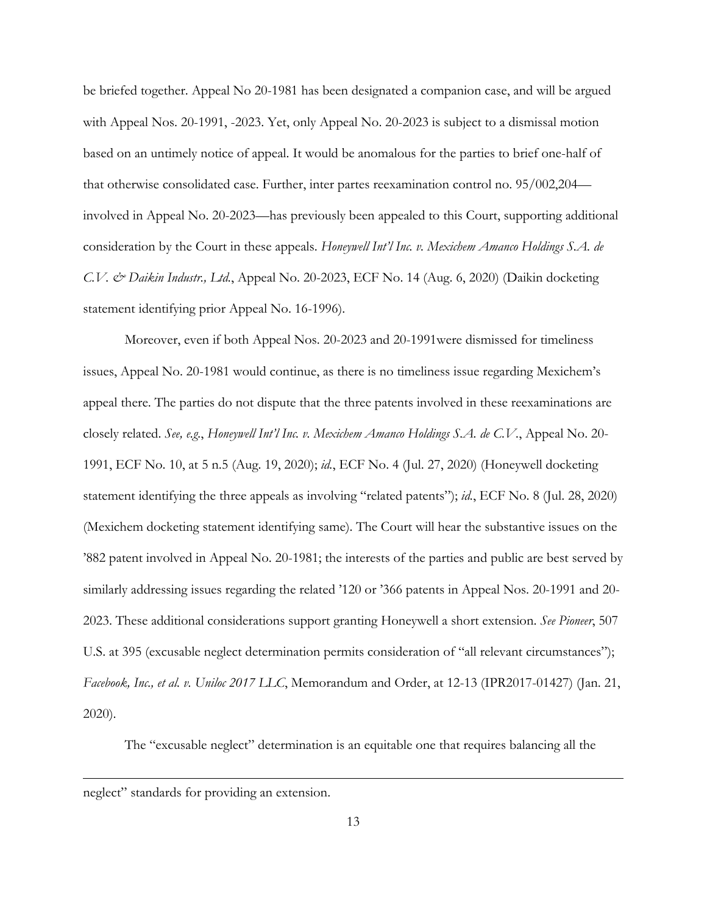be briefed together. Appeal No 20-1981 has been designated a companion case, and will be argued with Appeal Nos. 20-1991, -2023. Yet, only Appeal No. 20-2023 is subject to a dismissal motion based on an untimely notice of appeal. It would be anomalous for the parties to brief one-half of that otherwise consolidated case. Further, inter partes reexamination control no. 95/002,204—involved in Appeal No. 20-2023—has previously been appealed to this Court, supporting additional consideration by the Court in these appeals. *Honeywell Int'l Inc. v. Mexichem Amanco Holdings S.A. de C.V. & Daikin Industr., Ltd.*, Appeal No. 20-2023, ECF No. 14 (Aug. 6, 2020) (Daikin docketing statement identifying prior Appeal No. 16-1996).

Moreover, even if both Appeal Nos. 20-2023 and 20-1991were dismissed for timeliness issues, Appeal No. 20-1981 would continue, as there is no timeliness issue regarding Mexichem's appeal there. The parties do not dispute that the three patents involved in these reexaminations are closely related. *See, e.g.*, *Honeywell Int'l Inc. v. Mexichem Amanco Holdings S.A. de C.V.*, Appeal No. 20-1991, ECF No. 10, at 5 n.5 (Aug. 19, 2020); *id.*, ECF No. 4 (Jul. 27, 2020) (Honeywell docketing statement identifying the three appeals as involving "related patents"); *id.*, ECF No. 8 (Jul. 28, 2020) (Mexichem docketing statement identifying same). The Court will hear the substantive issues on the '882 patent involved in Appeal No. 20-1981; the interests of the parties and public are best served by similarly addressing issues regarding the related '120 or '366 patents in Appeal Nos. 20-1991 and 20-2023. These additional considerations support granting Honeywell a short extension. *See Pioneer*, 507 U.S. at 395 (excusable neglect determination permits consideration of "all relevant circumstances"); *Facebook, Inc., et al. v. Uniloc 2017 LLC*, Memorandum and Order, at 12-13 (IPR2017-01427) (Jan. 21, 2020).

The "excusable neglect" determination is an equitable one that requires balancing all the

---

neglect" standards for providing an extension.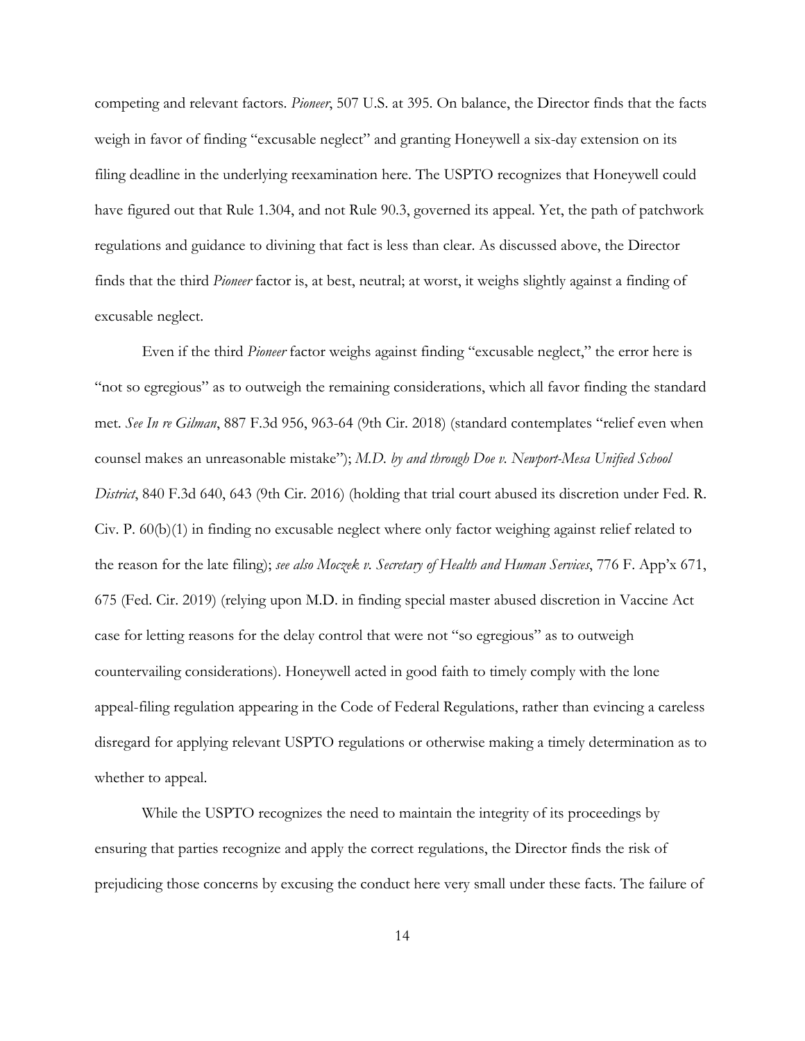competing and relevant factors. *Pioneer*, 507 U.S. at 395. On balance, the Director finds that the facts weigh in favor of finding "excusable neglect" and granting Honeywell a six-day extension on its filing deadline in the underlying reexamination here. The USPTO recognizes that Honeywell could have figured out that Rule 1.304, and not Rule 90.3, governed its appeal. Yet, the path of patchwork regulations and guidance to divining that fact is less than clear. As discussed above, the Director finds that the third *Pioneer* factor is, at best, neutral; at worst, it weighs slightly against a finding of excusable neglect.

Even if the third *Pioneer* factor weighs against finding "excusable neglect," the error here is "not so egregious" as to outweigh the remaining considerations, which all favor finding the standard met. *See In re Gilman*, 887 F.3d 956, 963-64 (9th Cir. 2018) (standard contemplates "relief even when counsel makes an unreasonable mistake"); *M.D. by and through Doe v. Newport-Mesa Unified School District*, 840 F.3d 640, 643 (9th Cir. 2016) (holding that trial court abused its discretion under Fed. R. Civ. P. 60(b)(1) in finding no excusable neglect where only factor weighing against relief related to the reason for the late filing); *see also Moczek v. Secretary of Health and Human Services*, 776 F. App'x 671, 675 (Fed. Cir. 2019) (relying upon M.D. in finding special master abused discretion in Vaccine Act case for letting reasons for the delay control that were not "so egregious" as to outweigh countervailing considerations). Honeywell acted in good faith to timely comply with the lone appeal-filing regulation appearing in the Code of Federal Regulations, rather than evincing a careless disregard for applying relevant USPTO regulations or otherwise making a timely determination as to whether to appeal.

While the USPTO recognizes the need to maintain the integrity of its proceedings by ensuring that parties recognize and apply the correct regulations, the Director finds the risk of prejudicing those concerns by excusing the conduct here very small under these facts. The failure of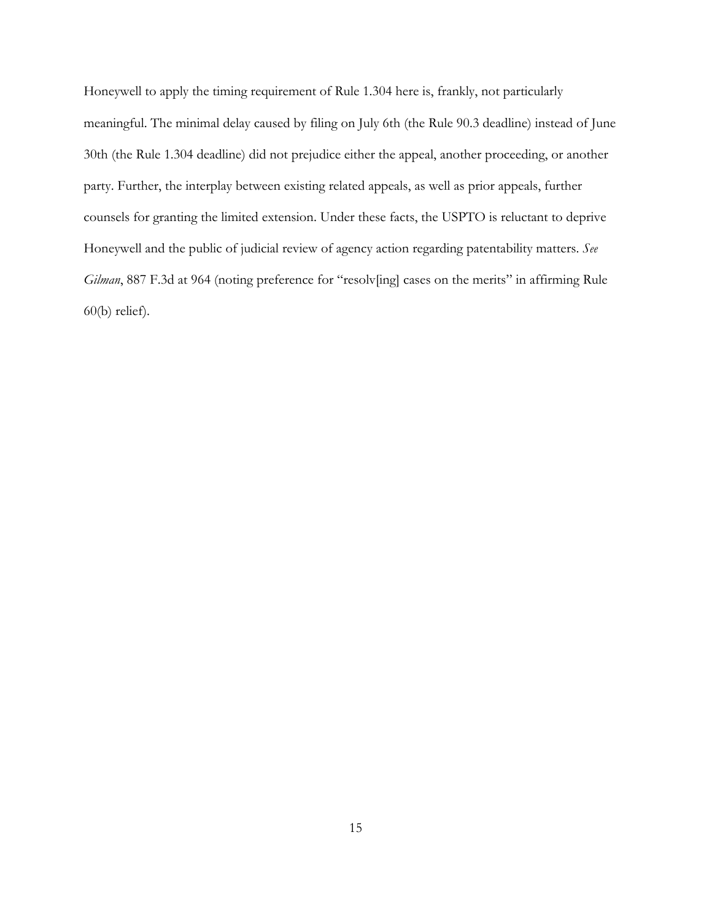Honeywell to apply the timing requirement of Rule 1.304 here is, frankly, not particularly meaningful. The minimal delay caused by filing on July 6th (the Rule 90.3 deadline) instead of June 30th (the Rule 1.304 deadline) did not prejudice either the appeal, another proceeding, or another party. Further, the interplay between existing related appeals, as well as prior appeals, further counsels for granting the limited extension. Under these facts, the USPTO is reluctant to deprive Honeywell and the public of judicial review of agency action regarding patentability matters. *See Gilman*, 887 F.3d at 964 (noting preference for "resolv[ing] cases on the merits" in affirming Rule 60(b) relief).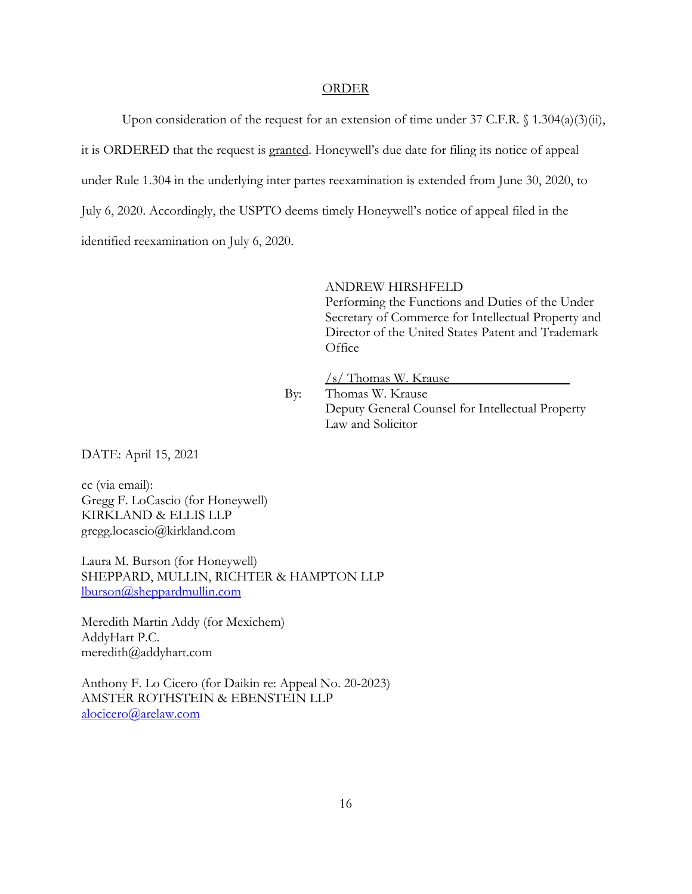ORDER

Upon consideration of the request for an extension of time under 37 C.F.R. § 1.304(a)(3)(ii), it is ORDERED that the request is granted. Honeywell's due date for filing its notice of appeal under Rule 1.304 in the underlying inter partes reexamination is extended from June 30, 2020, to July 6, 2020. Accordingly, the USPTO deems timely Honeywell's notice of appeal filed in the identified reexamination on July 6, 2020.

ANDREW HIRSHFELD
Performing the Functions and Duties of the Under Secretary of Commerce for Intellectual Property and Director of the United States Patent and Trademark Office

/s/ Thomas W. Krause

By: Thomas W. Krause
Deputy General Counsel for Intellectual Property Law and Solicitor

DATE: April 15, 2021

cc (via email):
Gregg F. LoCascio (for Honeywell)
KIRKLAND & ELLIS LLP
gregg.locascio@kirkland.com

Laura M. Burson (for Honeywell)
SHEPPARD, MULLIN, RICHTER & HAMPTON LLP
lburson@sheppardmullin.com

Meredith Martin Addy (for Mexichem)
AddyHart P.C.
meredith@addyhart.com

Anthony F. Lo Cicero (for Daikin re: Appeal No. 20-2023)
AMSTER ROTHSTEIN & EBENSTEIN LLP
alocicero@arelaw.com